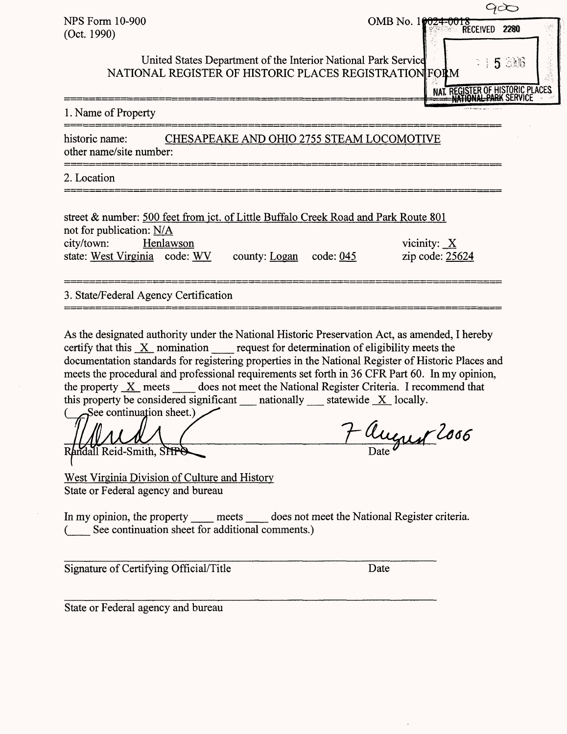NPS Form 10-900
(Oct. 1990)

OMB No. 10024-0018

RECEIVED 2280

5 2006

NAT. REGISTER OF HISTORIC PLACES
NATIONAL PARK SERVICE

United States Department of the Interior National Park Service
NATIONAL REGISTER OF HISTORIC PLACES REGISTRATION FORM

## 1. Name of Property

historic name: CHESAPEAKE AND OHIO 2755 STEAM LOCOMOTIVE
other name/site number:

## 2. Location

street & number: 500 feet from jct. of Little Buffalo Creek Road and Park Route 801
not for publication: N/A
city/town: Henlawson vicinity: X
state: West Virginia code: WV county: Logan code: 045 zip code: 25624

## 3. State/Federal Agency Certification

As the designated authority under the National Historic Preservation Act, as amended, I hereby certify that this X nomination ___ request for determination of eligibility meets the documentation standards for registering properties in the National Register of Historic Places and meets the procedural and professional requirements set forth in 36 CFR Part 60. In my opinion, the property X meets ___ does not meet the National Register Criteria. I recommend that this property be considered significant ___ nationally ___ statewide X locally.
( See continuation sheet.)

Randall Reid-Smith, SHPO

Date: 7 August 2006

West Virginia Division of Culture and History
State or Federal agency and bureau

In my opinion, the property ___ meets ___ does not meet the National Register criteria.
(___ See continuation sheet for additional comments.)

Signature of Certifying Official/Title Date

State or Federal agency and bureau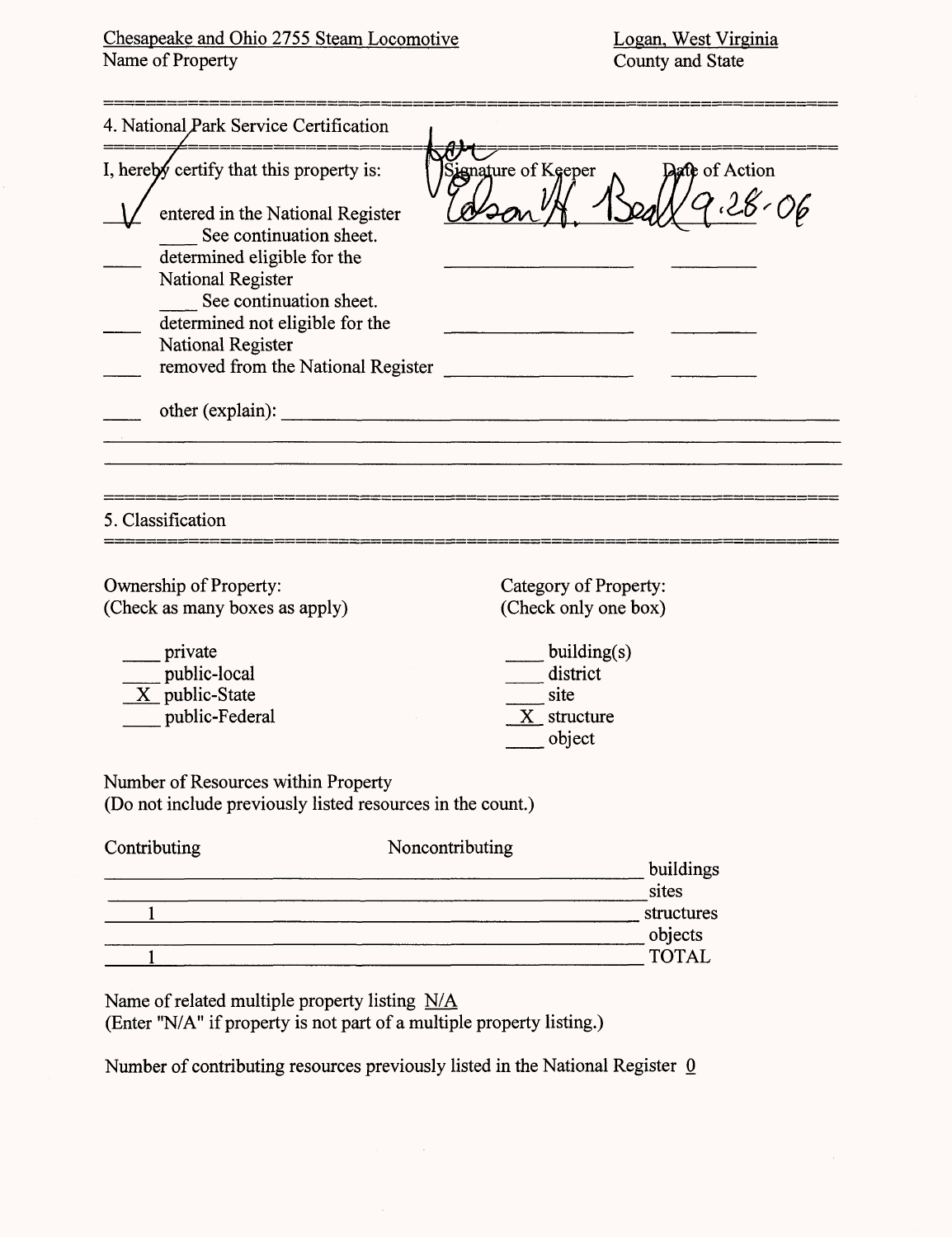Chesapeake and Ohio 2755 Steam Locomotive
Name of Property

Logan, West Virginia
County and State

## 4. National Park Service Certification

I, hereby certify that this property is: | Signature of Keeper | Date of Action

✓ entered in the National Register — for Edson H. Beall — 9.28.06
____ See continuation sheet.
____ determined eligible for the National Register
____ See continuation sheet.
____ determined not eligible for the National Register
____ removed from the National Register
____ other (explain): ____

## 5. Classification

**Ownership of Property:**
(Check as many boxes as apply)

- ____ private
- ____ public-local
- X public-State
- ____ public-Federal

**Category of Property:**
(Check only one box)

- ____ building(s)
- ____ district
- ____ site
- X structure
- ____ object

**Number of Resources within Property**
(Do not include previously listed resources in the count.)

| Contributing | Noncontributing | |
| --- | --- | --- |
| | | buildings |
| | | sites |
| 1 | | structures |
| | | objects |
| 1 | | TOTAL |

Name of related multiple property listing N/A
(Enter "N/A" if property is not part of a multiple property listing.)

Number of contributing resources previously listed in the National Register 0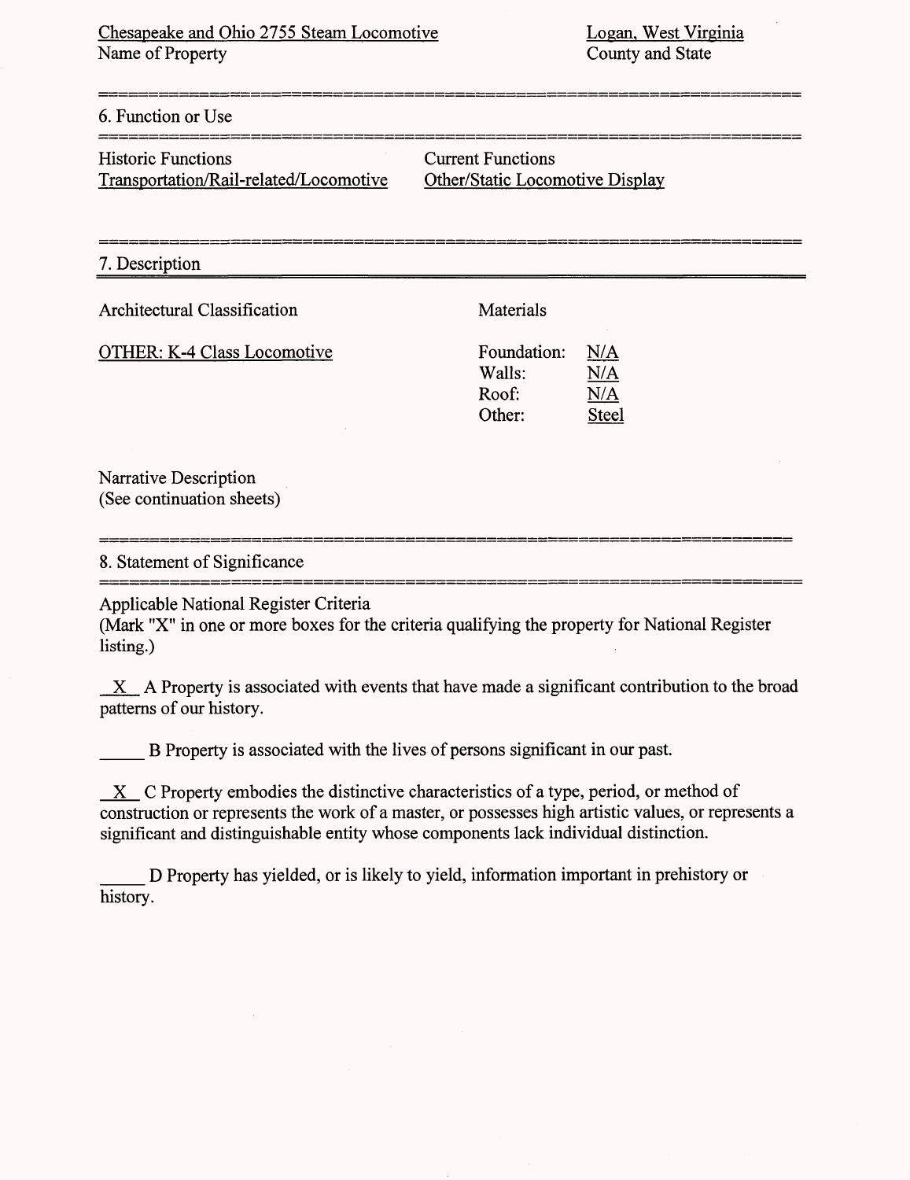Chesapeake and Ohio 2755 Steam Locomotive
Name of Property

Logan, West Virginia
County and State

## 6. Function or Use

| Historic Functions | Current Functions |
|---|---|
| Transportation/Rail-related/Locomotive | Other/Static Locomotive Display |

## 7. Description

Architectural Classification

OTHER: K-4 Class Locomotive

Materials

| | |
|---|---|
| Foundation: | N/A |
| Walls: | N/A |
| Roof: | N/A |
| Other: | Steel |

Narrative Description
(See continuation sheets)

## 8. Statement of Significance

Applicable National Register Criteria
(Mark "X" in one or more boxes for the criteria qualifying the property for National Register listing.)

X A Property is associated with events that have made a significant contribution to the broad patterns of our history.

___ B Property is associated with the lives of persons significant in our past.

X C Property embodies the distinctive characteristics of a type, period, or method of construction or represents the work of a master, or possesses high artistic values, or represents a significant and distinguishable entity whose components lack individual distinction.

___ D Property has yielded, or is likely to yield, information important in prehistory or history.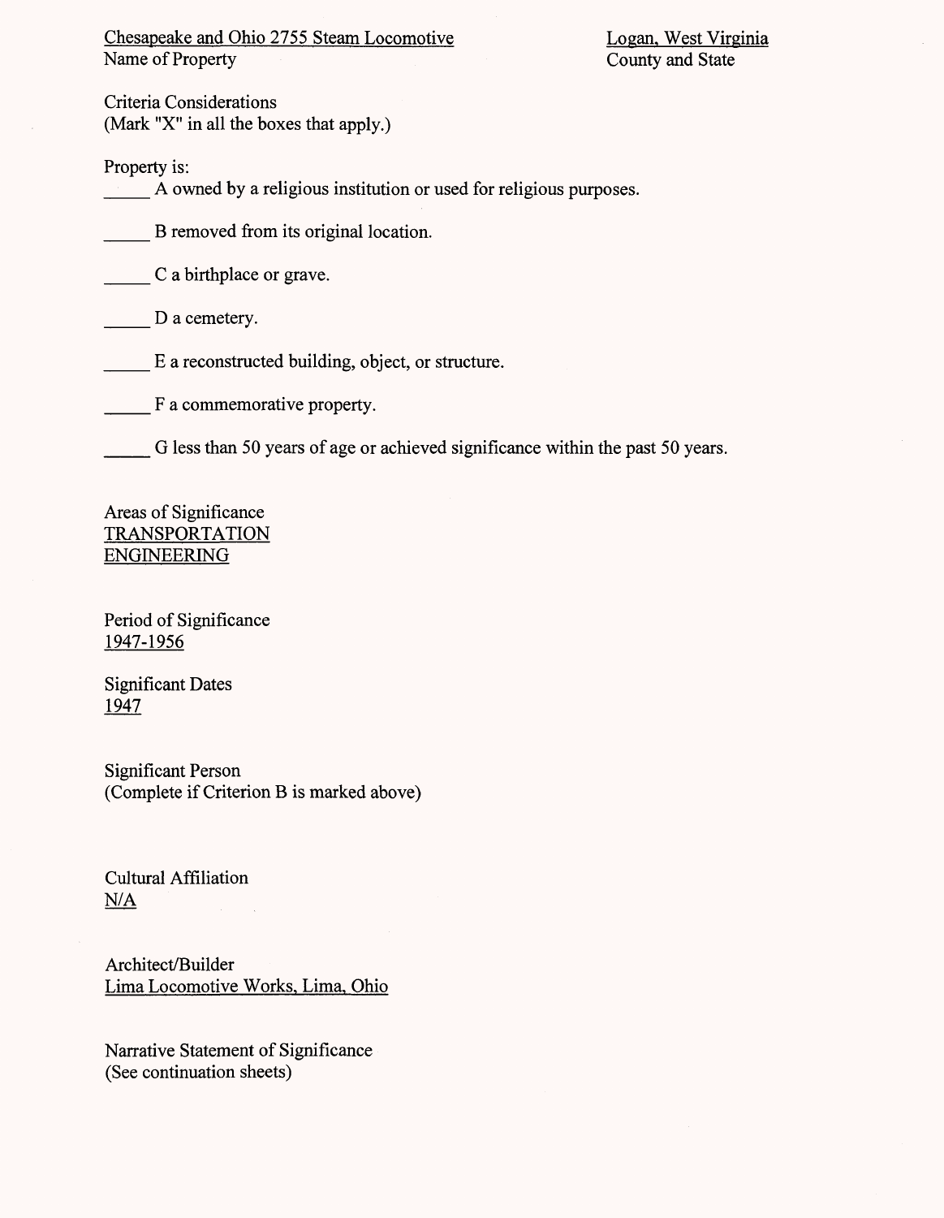Chesapeake and Ohio 2755 Steam Locomotive
Name of Property

Logan, West Virginia
County and State

Criteria Considerations
(Mark "X" in all the boxes that apply.)

Property is:

_____ A owned by a religious institution or used for religious purposes.

_____ B removed from its original location.

_____ C a birthplace or grave.

_____ D a cemetery.

_____ E a reconstructed building, object, or structure.

_____ F a commemorative property.

_____ G less than 50 years of age or achieved significance within the past 50 years.

Areas of Significance
TRANSPORTATION
ENGINEERING

Period of Significance
1947-1956

Significant Dates
1947

Significant Person
(Complete if Criterion B is marked above)

Cultural Affiliation
N/A

Architect/Builder
Lima Locomotive Works, Lima, Ohio

Narrative Statement of Significance
(See continuation sheets)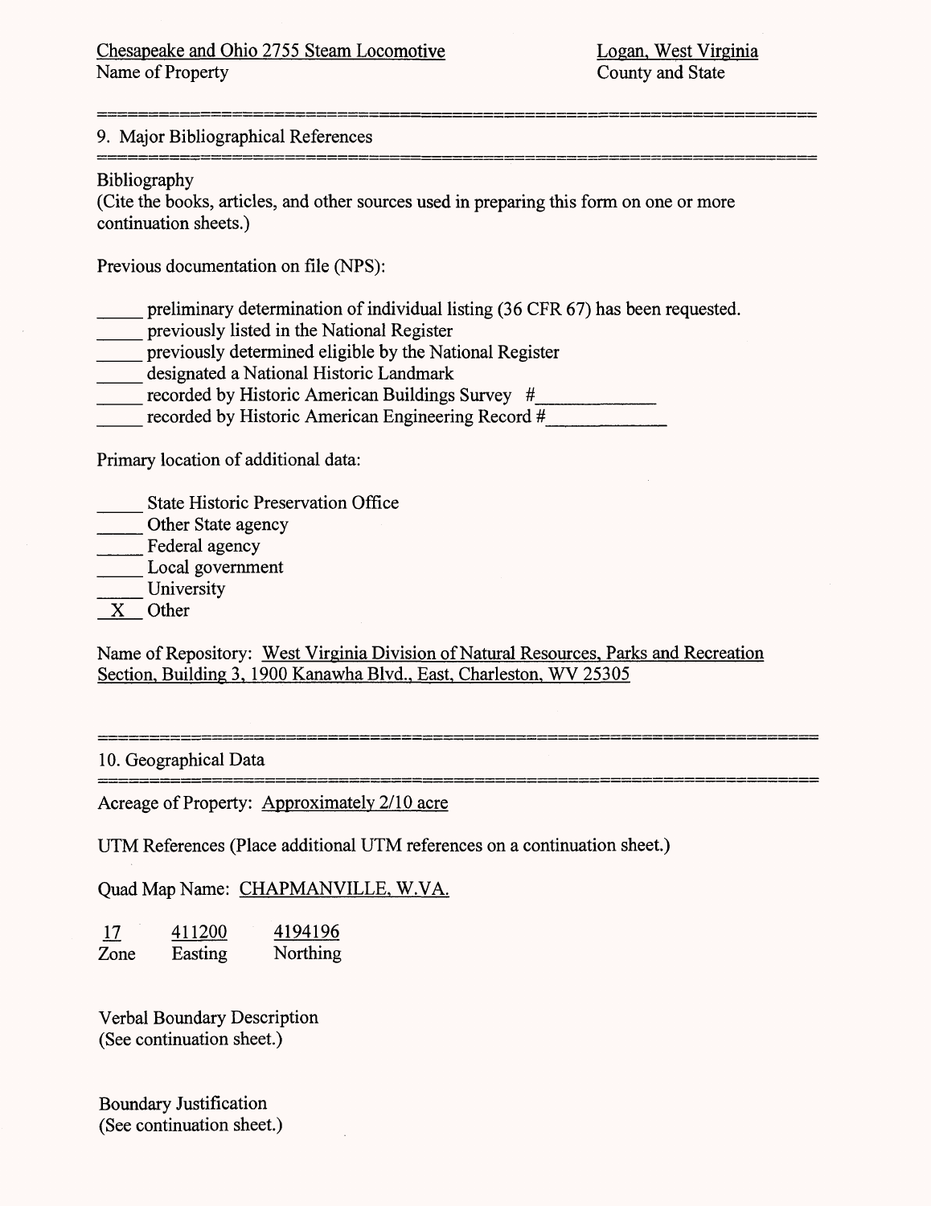## 9. Major Bibliographical References

Bibliography
(Cite the books, articles, and other sources used in preparing this form on one or more continuation sheets.)

Previous documentation on file (NPS):

_____ preliminary determination of individual listing (36 CFR 67) has been requested.
_____ previously listed in the National Register
_____ previously determined eligible by the National Register
_____ designated a National Historic Landmark
_____ recorded by Historic American Buildings Survey #____________
_____ recorded by Historic American Engineering Record #____________

Primary location of additional data:

_____ State Historic Preservation Office
_____ Other State agency
_____ Federal agency
_____ Local government
_____ University
__X__ Other

Name of Repository: West Virginia Division of Natural Resources, Parks and Recreation Section, Building 3, 1900 Kanawha Blvd., East, Charleston, WV 25305

## 10. Geographical Data

Acreage of Property: Approximately 2/10 acre

UTM References (Place additional UTM references on a continuation sheet.)

Quad Map Name: CHAPMANVILLE, W.VA.

| Zone | Easting | Northing |
| --- | --- | --- |
| 17 | 411200 | 4194196 |

Verbal Boundary Description
(See continuation sheet.)

Boundary Justification
(See continuation sheet.)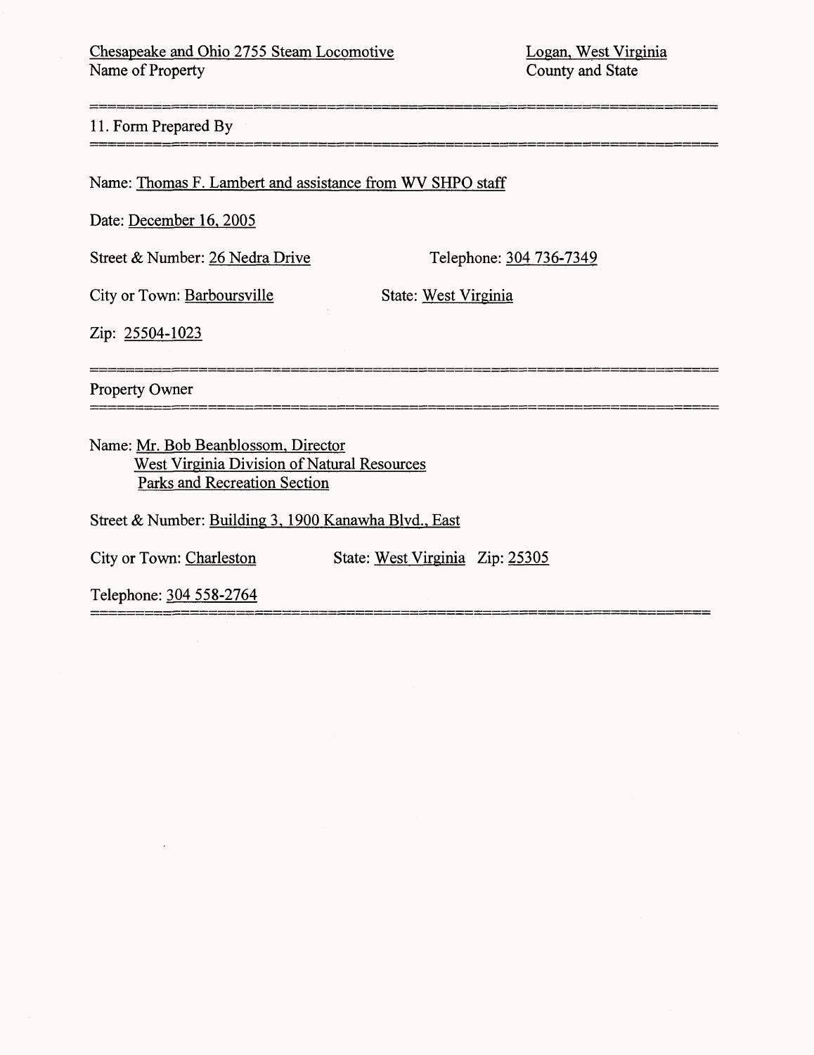## 11. Form Prepared By

Name: Thomas F. Lambert and assistance from WV SHPO staff

Date: December 16, 2005

Street & Number: 26 Nedra Drive

Telephone: 304 736-7349

City or Town: Barboursville

State: West Virginia

Zip: 25504-1023

## Property Owner

Name: Mr. Bob Beanblossom, Director
West Virginia Division of Natural Resources
Parks and Recreation Section

Street & Number: Building 3, 1900 Kanawha Blvd., East

City or Town: Charleston

State: West Virginia

Zip: 25305

Telephone: 304 558-2764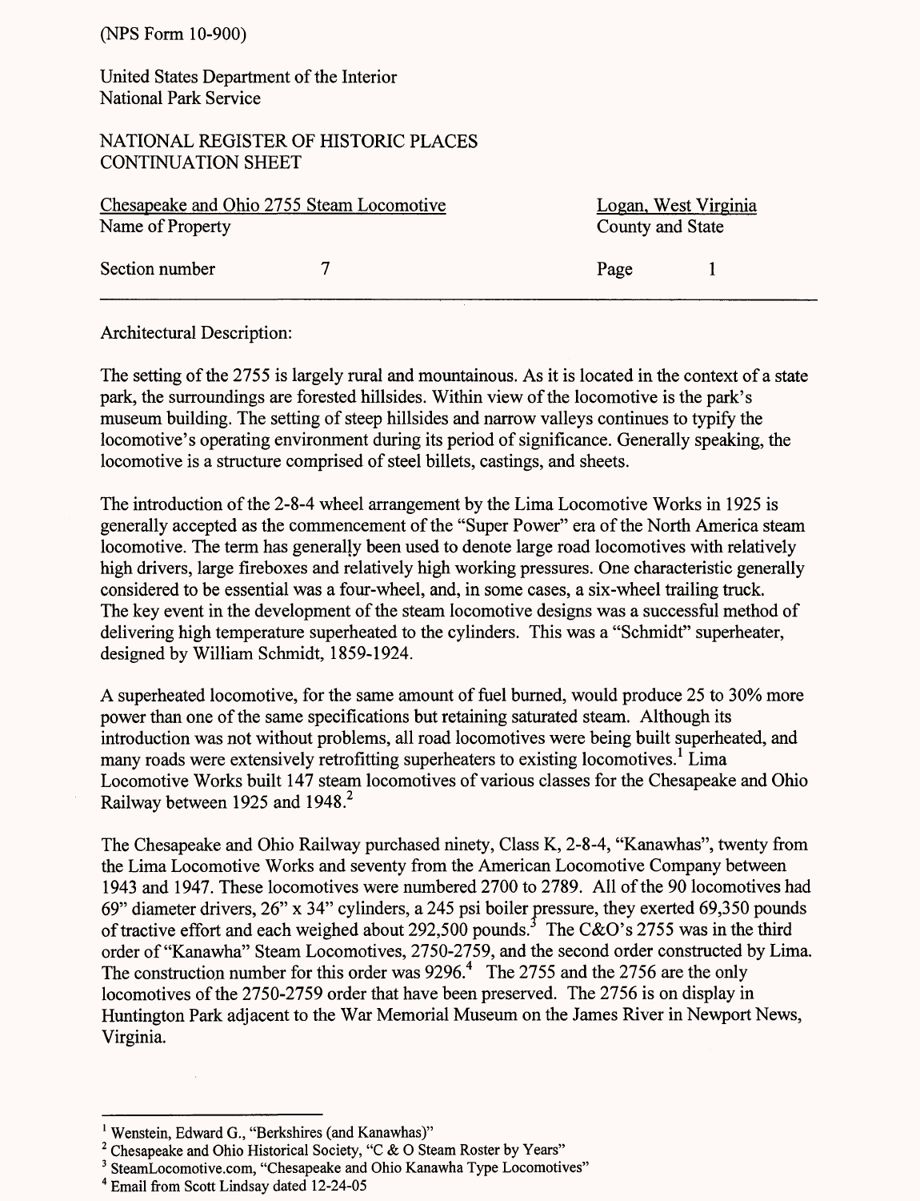(NPS Form 10-900)

United States Department of the Interior
National Park Service

NATIONAL REGISTER OF HISTORIC PLACES
CONTINUATION SHEET

| | |
|---|---|
| Chesapeake and Ohio 2755 Steam Locomotive | Logan, West Virginia |
| Name of Property | County and State |
| Section number 7 | Page 1 |

Architectural Description:

The setting of the 2755 is largely rural and mountainous. As it is located in the context of a state park, the surroundings are forested hillsides. Within view of the locomotive is the park's museum building. The setting of steep hillsides and narrow valleys continues to typify the locomotive's operating environment during its period of significance. Generally speaking, the locomotive is a structure comprised of steel billets, castings, and sheets.

The introduction of the 2-8-4 wheel arrangement by the Lima Locomotive Works in 1925 is generally accepted as the commencement of the "Super Power" era of the North America steam locomotive. The term has generally been used to denote large road locomotives with relatively high drivers, large fireboxes and relatively high working pressures. One characteristic generally considered to be essential was a four-wheel, and, in some cases, a six-wheel trailing truck. The key event in the development of the steam locomotive designs was a successful method of delivering high temperature superheated to the cylinders. This was a "Schmidt" superheater, designed by William Schmidt, 1859-1924.

A superheated locomotive, for the same amount of fuel burned, would produce 25 to 30% more power than one of the same specifications but retaining saturated steam. Although its introduction was not without problems, all road locomotives were being built superheated, and many roads were extensively retrofitting superheaters to existing locomotives.[1] Lima Locomotive Works built 147 steam locomotives of various classes for the Chesapeake and Ohio Railway between 1925 and 1948.[2]

The Chesapeake and Ohio Railway purchased ninety, Class K, 2-8-4, "Kanawhas", twenty from the Lima Locomotive Works and seventy from the American Locomotive Company between 1943 and 1947. These locomotives were numbered 2700 to 2789. All of the 90 locomotives had 69" diameter drivers, 26" x 34" cylinders, a 245 psi boiler pressure, they exerted 69,350 pounds of tractive effort and each weighed about 292,500 pounds.[3] The C&O's 2755 was in the third order of "Kanawha" Steam Locomotives, 2750-2759, and the second order constructed by Lima. The construction number for this order was 9296.[4] The 2755 and the 2756 are the only locomotives of the 2750-2759 order that have been preserved. The 2756 is on display in Huntington Park adjacent to the War Memorial Museum on the James River in Newport News, Virginia.

---

[1] Wenstein, Edward G., "Berkshires (and Kanawhas)"
[2] Chesapeake and Ohio Historical Society, "C & O Steam Roster by Years"
[3] SteamLocomotive.com, "Chesapeake and Ohio Kanawha Type Locomotives"
[4] Email from Scott Lindsay dated 12-24-05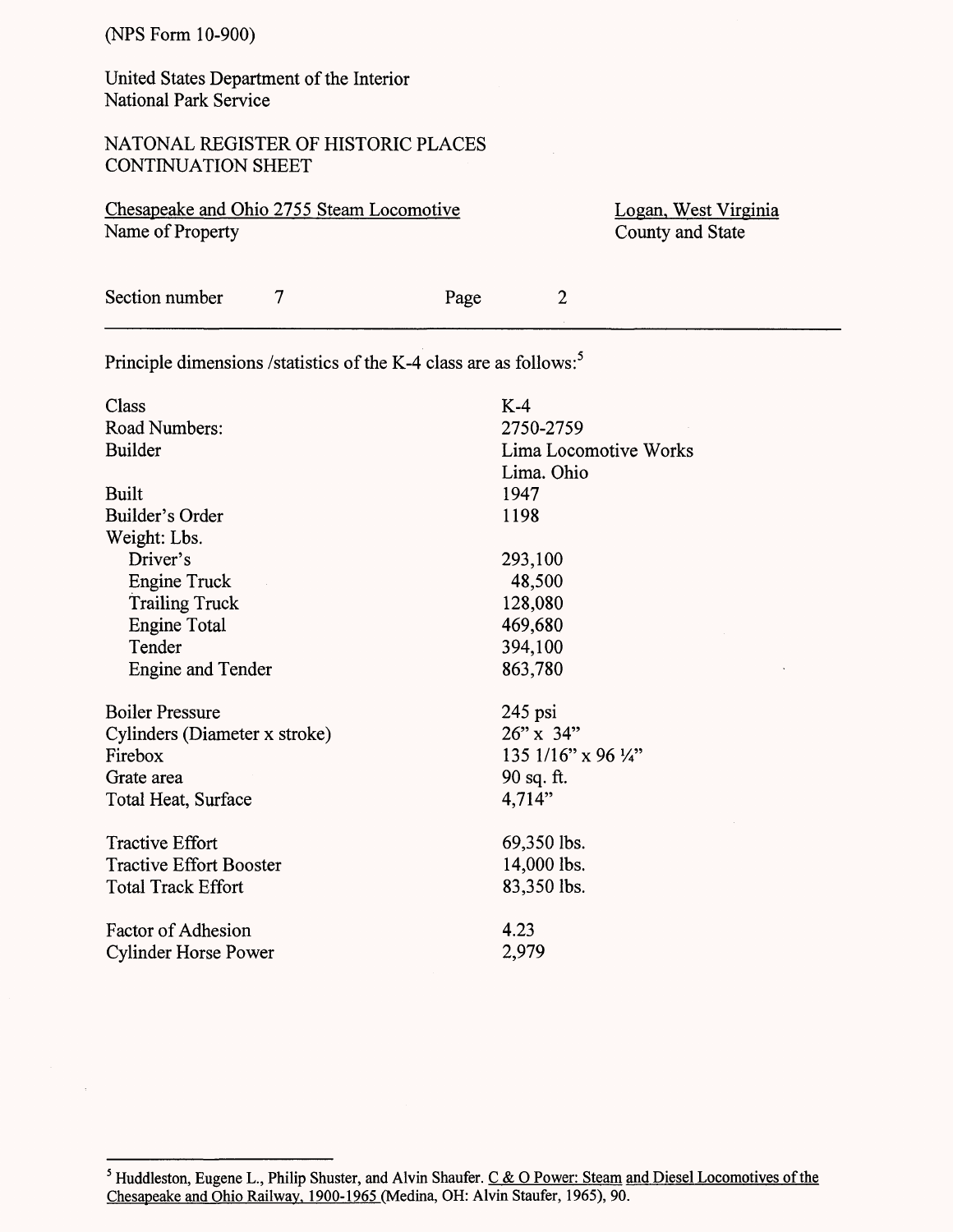(NPS Form 10-900)

United States Department of the Interior
National Park Service

NATONAL REGISTER OF HISTORIC PLACES
CONTINUATION SHEET

Chesapeake and Ohio 2755 Steam Locomotive — Logan, West Virginia
Name of Property — County and State

Section number 7 — Page 2

---

Principle dimensions /statistics of the K-4 class are as follows:[5]

| | |
|---|---|
| Class | K-4 |
| Road Numbers: | 2750-2759 |
| Builder | Lima Locomotive Works<br>Lima. Ohio |
| Built | 1947 |
| Builder's Order | 1198 |
| Weight: Lbs. | |
| Driver's | 293,100 |
| Engine Truck | 48,500 |
| Trailing Truck | 128,080 |
| Engine Total | 469,680 |
| Tender | 394,100 |
| Engine and Tender | 863,780 |
| Boiler Pressure | 245 psi |
| Cylinders (Diameter x stroke) | 26" x 34" |
| Firebox | 135 1/16" x 96 ¼" |
| Grate area | 90 sq. ft. |
| Total Heat, Surface | 4,714" |
| Tractive Effort | 69,350 lbs. |
| Tractive Effort Booster | 14,000 lbs. |
| Total Track Effort | 83,350 lbs. |
| Factor of Adhesion | 4.23 |
| Cylinder Horse Power | 2,979 |

---

[5] Huddleston, Eugene L., Philip Shuster, and Alvin Shaufer. C & O Power: Steam and Diesel Locomotives of the Chesapeake and Ohio Railway, 1900-1965 (Medina, OH: Alvin Staufer, 1965), 90.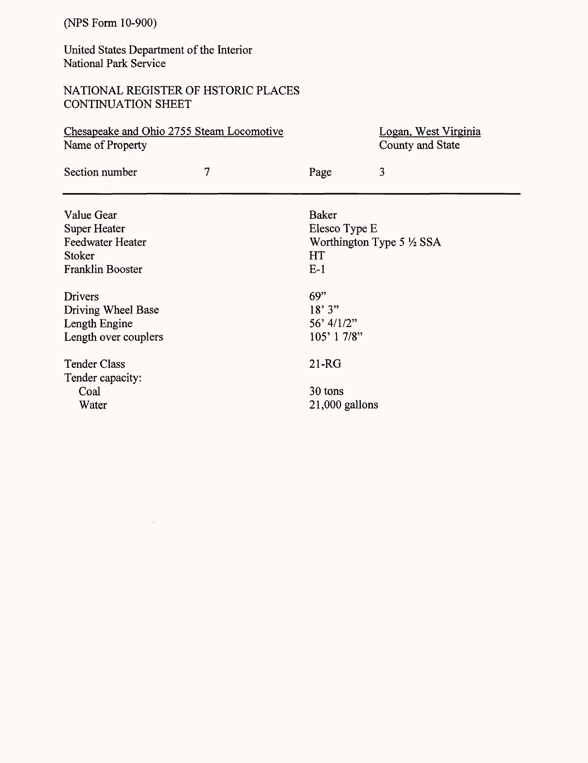(NPS Form 10-900)

United States Department of the Interior
National Park Service

NATIONAL REGISTER OF HSTORIC PLACES
CONTINUATION SHEET

Chesapeake and Ohio 2755 Steam Locomotive — Name of Property

Logan, West Virginia — County and State

Section number 7 Page 3

| | |
|---|---|
| Value Gear | Baker |
| Super Heater | Elesco Type E |
| Feedwater Heater | Worthington Type 5 ½ SSA |
| Stoker | HT |
| Franklin Booster | E-1 |
| Drivers | 69" |
| Driving Wheel Base | 18' 3" |
| Length Engine | 56' 4/1/2" |
| Length over couplers | 105' 1 7/8" |
| Tender Class | 21-RG |
| Tender capacity: | |
| Coal | 30 tons |
| Water | 21,000 gallons |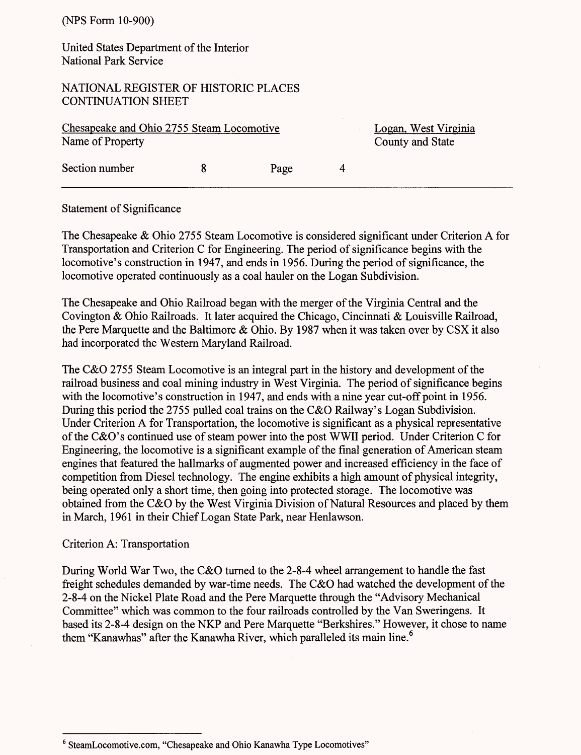Statement of Significance

The Chesapeake & Ohio 2755 Steam Locomotive is considered significant under Criterion A for Transportation and Criterion C for Engineering. The period of significance begins with the locomotive's construction in 1947, and ends in 1956. During the period of significance, the locomotive operated continuously as a coal hauler on the Logan Subdivision.

The Chesapeake and Ohio Railroad began with the merger of the Virginia Central and the Covington & Ohio Railroads. It later acquired the Chicago, Cincinnati & Louisville Railroad, the Pere Marquette and the Baltimore & Ohio. By 1987 when it was taken over by CSX it also had incorporated the Western Maryland Railroad.

The C&O 2755 Steam Locomotive is an integral part in the history and development of the railroad business and coal mining industry in West Virginia. The period of significance begins with the locomotive's construction in 1947, and ends with a nine year cut-off point in 1956. During this period the 2755 pulled coal trains on the C&O Railway's Logan Subdivision. Under Criterion A for Transportation, the locomotive is significant as a physical representative of the C&O's continued use of steam power into the post WWII period. Under Criterion C for Engineering, the locomotive is a significant example of the final generation of American steam engines that featured the hallmarks of augmented power and increased efficiency in the face of competition from Diesel technology. The engine exhibits a high amount of physical integrity, being operated only a short time, then going into protected storage. The locomotive was obtained from the C&O by the West Virginia Division of Natural Resources and placed by them in March, 1961 in their Chief Logan State Park, near Henlawson.

Criterion A: Transportation

During World War Two, the C&O turned to the 2-8-4 wheel arrangement to handle the fast freight schedules demanded by war-time needs. The C&O had watched the development of the 2-8-4 on the Nickel Plate Road and the Pere Marquette through the "Advisory Mechanical Committee" which was common to the four railroads controlled by the Van Sweringens. It based its 2-8-4 design on the NKP and Pere Marquette "Berkshires." However, it chose to name them "Kanawhas" after the Kanawha River, which paralleled its main line.[6]

[6] SteamLocomotive.com, "Chesapeake and Ohio Kanawha Type Locomotives"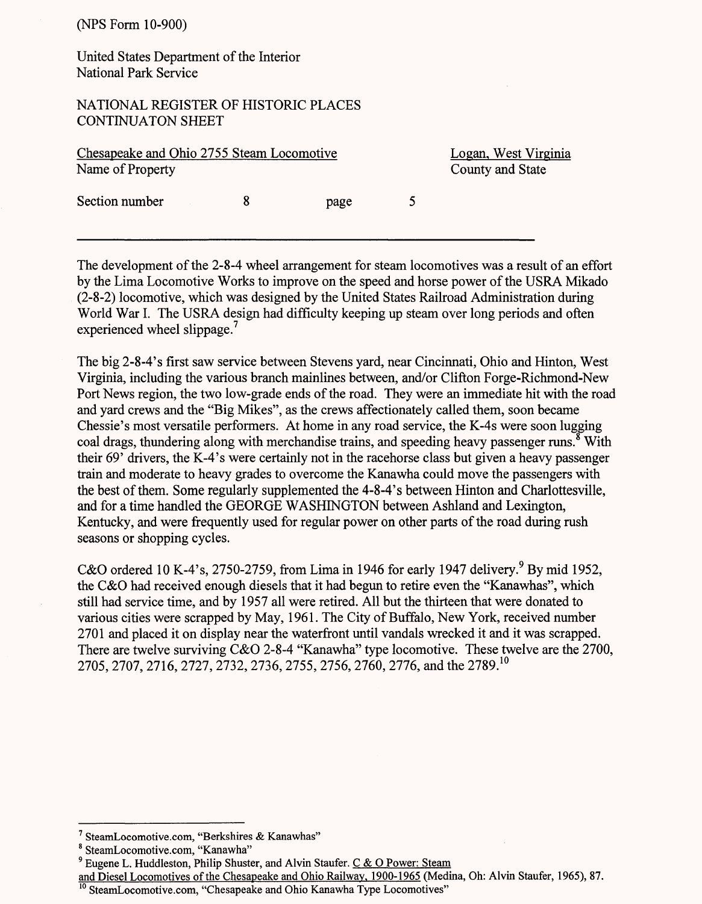(NPS Form 10-900)

United States Department of the Interior
National Park Service

NATIONAL REGISTER OF HISTORIC PLACES
CONTINUATON SHEET

Chesapeake and Ohio 2755 Steam Locomotive — Logan, West Virginia
Name of Property — County and State

Section number 8 page 5

---

The development of the 2-8-4 wheel arrangement for steam locomotives was a result of an effort by the Lima Locomotive Works to improve on the speed and horse power of the USRA Mikado (2-8-2) locomotive, which was designed by the United States Railroad Administration during World War I. The USRA design had difficulty keeping up steam over long periods and often experienced wheel slippage.[7]

The big 2-8-4's first saw service between Stevens yard, near Cincinnati, Ohio and Hinton, West Virginia, including the various branch mainlines between, and/or Clifton Forge-Richmond-New Port News region, the two low-grade ends of the road. They were an immediate hit with the road and yard crews and the "Big Mikes", as the crews affectionately called them, soon became Chessie's most versatile performers. At home in any road service, the K-4s were soon lugging coal drags, thundering along with merchandise trains, and speeding heavy passenger runs.[8] With their 69' drivers, the K-4's were certainly not in the racehorse class but given a heavy passenger train and moderate to heavy grades to overcome the Kanawha could move the passengers with the best of them. Some regularly supplemented the 4-8-4's between Hinton and Charlottesville, and for a time handled the GEORGE WASHINGTON between Ashland and Lexington, Kentucky, and were frequently used for regular power on other parts of the road during rush seasons or shopping cycles.

C&O ordered 10 K-4's, 2750-2759, from Lima in 1946 for early 1947 delivery.[9] By mid 1952, the C&O had received enough diesels that it had begun to retire even the "Kanawhas", which still had service time, and by 1957 all were retired. All but the thirteen that were donated to various cities were scrapped by May, 1961. The City of Buffalo, New York, received number 2701 and placed it on display near the waterfront until vandals wrecked it and it was scrapped. There are twelve surviving C&O 2-8-4 "Kanawha" type locomotive. These twelve are the 2700, 2705, 2707, 2716, 2727, 2732, 2736, 2755, 2756, 2760, 2776, and the 2789.[10]

---

[7] SteamLocomotive.com, "Berkshires & Kanawhas"

[8] SteamLocomotive.com, "Kanawha"

[9] Eugene L. Huddleston, Philip Shuster, and Alvin Staufer. C & O Power: Steam and Diesel Locomotives of the Chesapeake and Ohio Railway, 1900-1965 (Medina, Oh: Alvin Staufer, 1965), 87.

[10] SteamLocomotive.com, "Chesapeake and Ohio Kanawha Type Locomotives"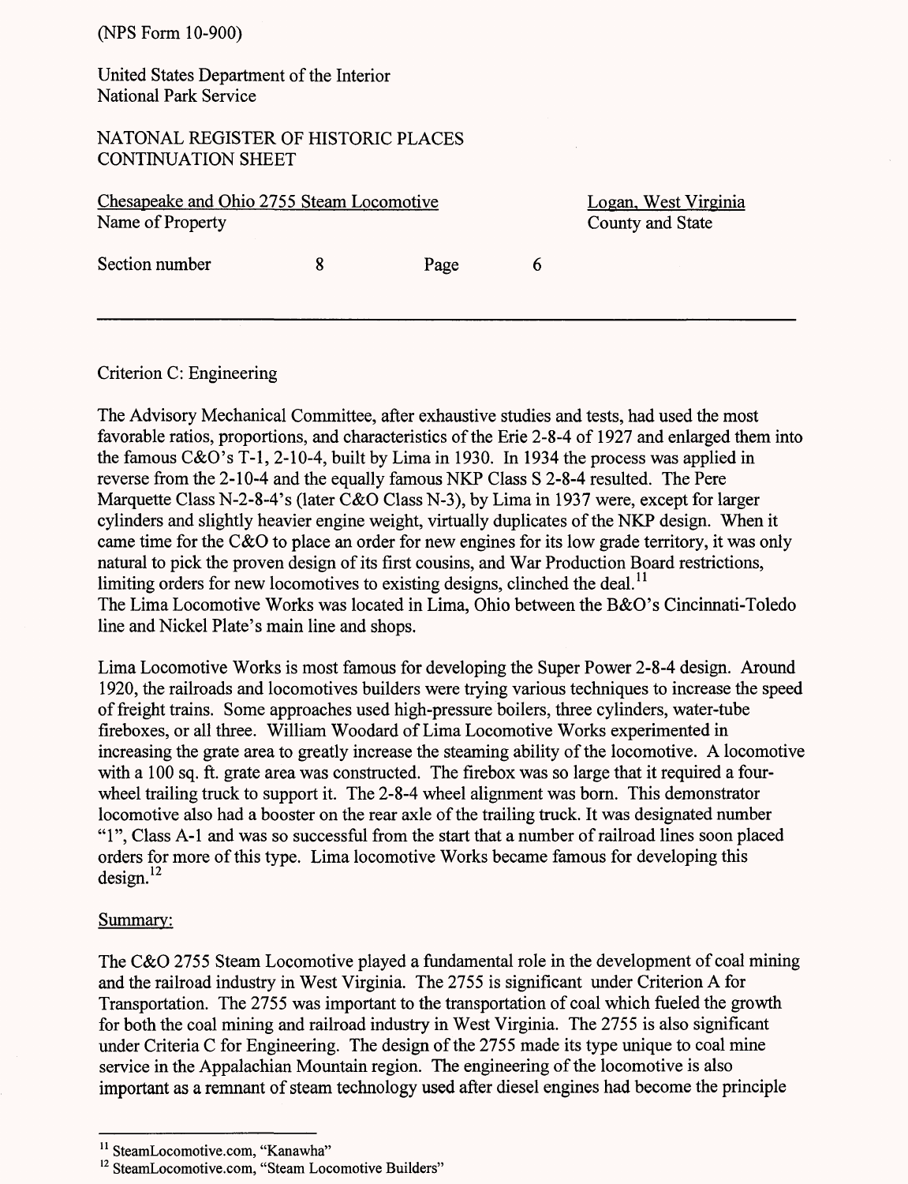(NPS Form 10-900)

United States Department of the Interior
National Park Service

NATONAL REGISTER OF HISTORIC PLACES
CONTINUATION SHEET

Chesapeake and Ohio 2755 Steam Locomotive — Name of Property
Logan, West Virginia — County and State

Section number 8 Page 6

---

Criterion C: Engineering

The Advisory Mechanical Committee, after exhaustive studies and tests, had used the most favorable ratios, proportions, and characteristics of the Erie 2-8-4 of 1927 and enlarged them into the famous C&O's T-1, 2-10-4, built by Lima in 1930. In 1934 the process was applied in reverse from the 2-10-4 and the equally famous NKP Class S 2-8-4 resulted. The Pere Marquette Class N-2-8-4's (later C&O Class N-3), by Lima in 1937 were, except for larger cylinders and slightly heavier engine weight, virtually duplicates of the NKP design. When it came time for the C&O to place an order for new engines for its low grade territory, it was only natural to pick the proven design of its first cousins, and War Production Board restrictions, limiting orders for new locomotives to existing designs, clinched the deal.[11]
The Lima Locomotive Works was located in Lima, Ohio between the B&O's Cincinnati-Toledo line and Nickel Plate's main line and shops.

Lima Locomotive Works is most famous for developing the Super Power 2-8-4 design. Around 1920, the railroads and locomotives builders were trying various techniques to increase the speed of freight trains. Some approaches used high-pressure boilers, three cylinders, water-tube fireboxes, or all three. William Woodard of Lima Locomotive Works experimented in increasing the grate area to greatly increase the steaming ability of the locomotive. A locomotive with a 100 sq. ft. grate area was constructed. The firebox was so large that it required a four-wheel trailing truck to support it. The 2-8-4 wheel alignment was born. This demonstrator locomotive also had a booster on the rear axle of the trailing truck. It was designated number "1", Class A-1 and was so successful from the start that a number of railroad lines soon placed orders for more of this type. Lima locomotive Works became famous for developing this design.[12]

Summary:

The C&O 2755 Steam Locomotive played a fundamental role in the development of coal mining and the railroad industry in West Virginia. The 2755 is significant under Criterion A for Transportation. The 2755 was important to the transportation of coal which fueled the growth for both the coal mining and railroad industry in West Virginia. The 2755 is also significant under Criteria C for Engineering. The design of the 2755 made its type unique to coal mine service in the Appalachian Mountain region. The engineering of the locomotive is also important as a remnant of steam technology used after diesel engines had become the principle

---

[11] SteamLocomotive.com, "Kanawha"
[12] SteamLocomotive.com, "Steam Locomotive Builders"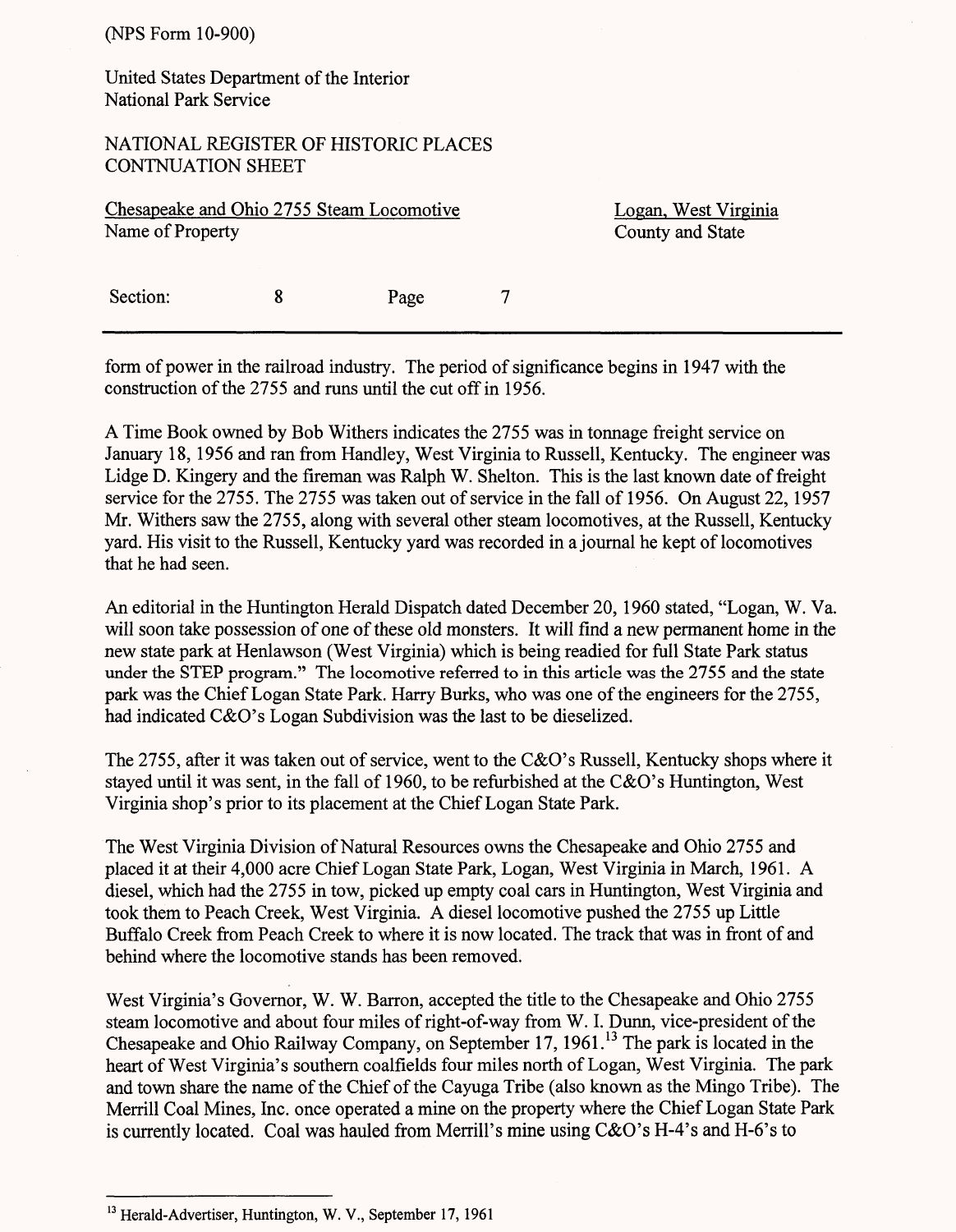form of power in the railroad industry. The period of significance begins in 1947 with the construction of the 2755 and runs until the cut off in 1956.

A Time Book owned by Bob Withers indicates the 2755 was in tonnage freight service on January 18, 1956 and ran from Handley, West Virginia to Russell, Kentucky. The engineer was Lidge D. Kingery and the fireman was Ralph W. Shelton. This is the last known date of freight service for the 2755. The 2755 was taken out of service in the fall of 1956. On August 22, 1957 Mr. Withers saw the 2755, along with several other steam locomotives, at the Russell, Kentucky yard. His visit to the Russell, Kentucky yard was recorded in a journal he kept of locomotives that he had seen.

An editorial in the Huntington Herald Dispatch dated December 20, 1960 stated, "Logan, W. Va. will soon take possession of one of these old monsters. It will find a new permanent home in the new state park at Henlawson (West Virginia) which is being readied for full State Park status under the STEP program." The locomotive referred to in this article was the 2755 and the state park was the Chief Logan State Park. Harry Burks, who was one of the engineers for the 2755, had indicated C&O's Logan Subdivision was the last to be dieselized.

The 2755, after it was taken out of service, went to the C&O's Russell, Kentucky shops where it stayed until it was sent, in the fall of 1960, to be refurbished at the C&O's Huntington, West Virginia shop's prior to its placement at the Chief Logan State Park.

The West Virginia Division of Natural Resources owns the Chesapeake and Ohio 2755 and placed it at their 4,000 acre Chief Logan State Park, Logan, West Virginia in March, 1961. A diesel, which had the 2755 in tow, picked up empty coal cars in Huntington, West Virginia and took them to Peach Creek, West Virginia. A diesel locomotive pushed the 2755 up Little Buffalo Creek from Peach Creek to where it is now located. The track that was in front of and behind where the locomotive stands has been removed.

West Virginia's Governor, W. W. Barron, accepted the title to the Chesapeake and Ohio 2755 steam locomotive and about four miles of right-of-way from W. I. Dunn, vice-president of the Chesapeake and Ohio Railway Company, on September 17, 1961.[13] The park is located in the heart of West Virginia's southern coalfields four miles north of Logan, West Virginia. The park and town share the name of the Chief of the Cayuga Tribe (also known as the Mingo Tribe). The Merrill Coal Mines, Inc. once operated a mine on the property where the Chief Logan State Park is currently located. Coal was hauled from Merrill's mine using C&O's H-4's and H-6's to

[13] Herald-Advertiser, Huntington, W. V., September 17, 1961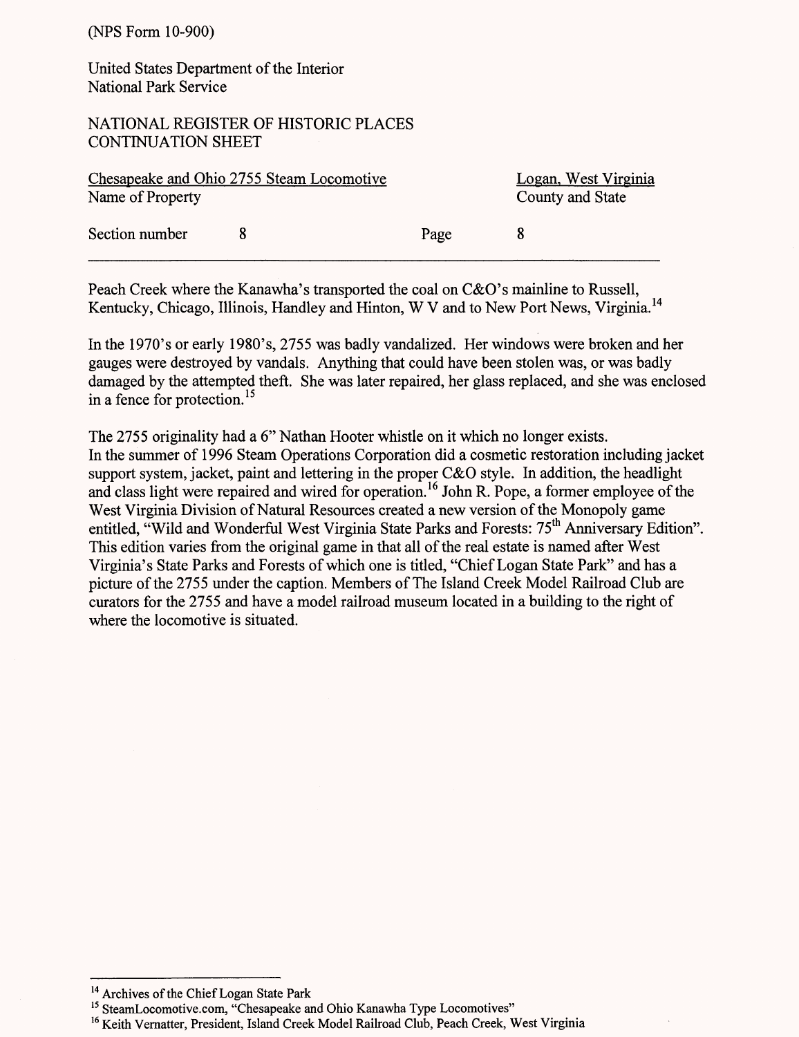Peach Creek where the Kanawha's transported the coal on C&O's mainline to Russell, Kentucky, Chicago, Illinois, Handley and Hinton, W V and to New Port News, Virginia.[14]

In the 1970's or early 1980's, 2755 was badly vandalized. Her windows were broken and her gauges were destroyed by vandals. Anything that could have been stolen was, or was badly damaged by the attempted theft. She was later repaired, her glass replaced, and she was enclosed in a fence for protection.[15]

The 2755 originality had a 6" Nathan Hooter whistle on it which no longer exists.
In the summer of 1996 Steam Operations Corporation did a cosmetic restoration including jacket support system, jacket, paint and lettering in the proper C&O style. In addition, the headlight and class light were repaired and wired for operation.[16] John R. Pope, a former employee of the West Virginia Division of Natural Resources created a new version of the Monopoly game entitled, "Wild and Wonderful West Virginia State Parks and Forests: 75th Anniversary Edition". This edition varies from the original game in that all of the real estate is named after West Virginia's State Parks and Forests of which one is titled, "Chief Logan State Park" and has a picture of the 2755 under the caption. Members of The Island Creek Model Railroad Club are curators for the 2755 and have a model railroad museum located in a building to the right of where the locomotive is situated.

---

[14] Archives of the Chief Logan State Park

[15] SteamLocomotive.com, "Chesapeake and Ohio Kanawha Type Locomotives"

[16] Keith Vernatter, President, Island Creek Model Railroad Club, Peach Creek, West Virginia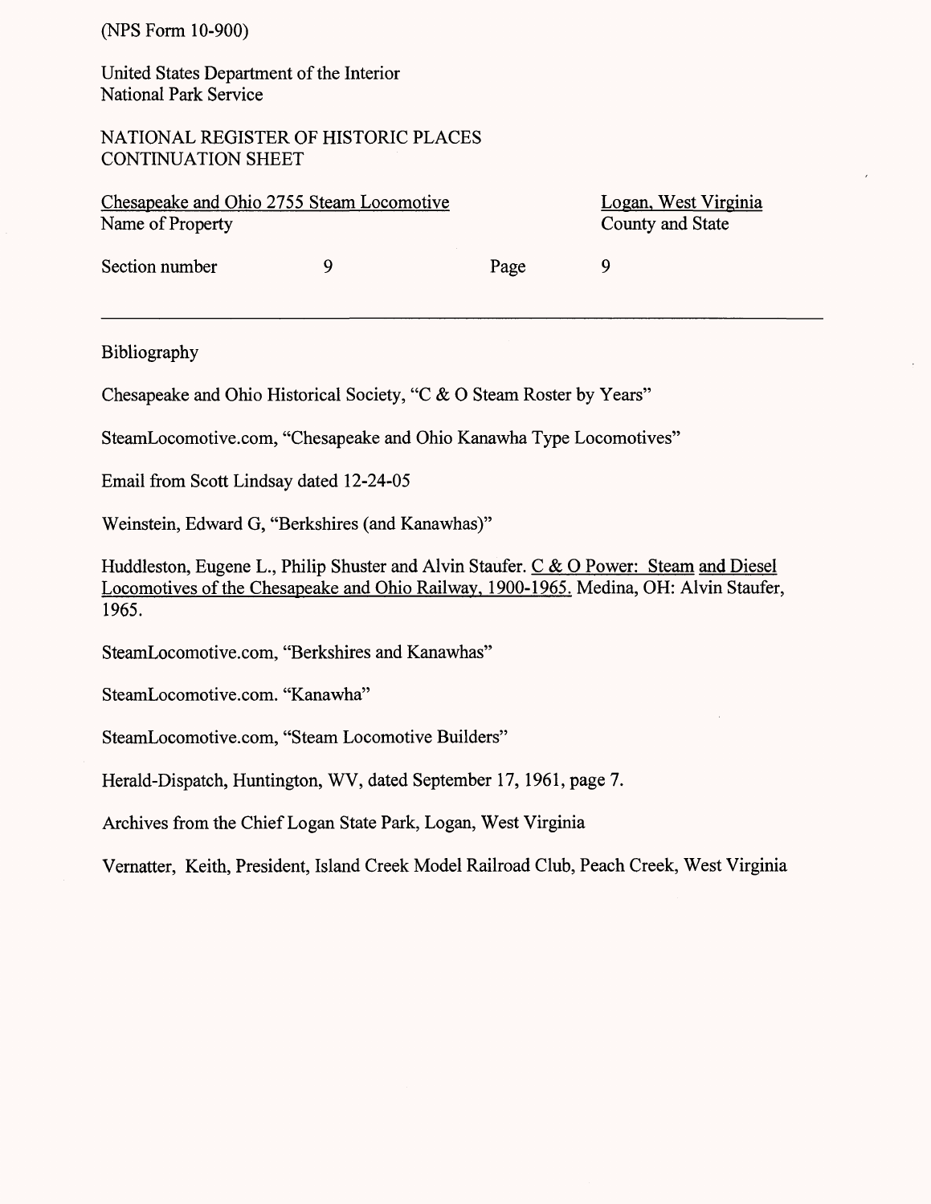(NPS Form 10-900)

United States Department of the Interior
National Park Service

NATIONAL REGISTER OF HISTORIC PLACES
CONTINUATION SHEET

Chesapeake and Ohio 2755 Steam Locomotive — Name of Property

Logan, West Virginia — County and State

Section number 9 Page 9

---

## Bibliography

Chesapeake and Ohio Historical Society, "C & O Steam Roster by Years"

SteamLocomotive.com, "Chesapeake and Ohio Kanawha Type Locomotives"

Email from Scott Lindsay dated 12-24-05

Weinstein, Edward G, "Berkshires (and Kanawhas)"

Huddleston, Eugene L., Philip Shuster and Alvin Staufer. C & O Power: Steam and Diesel Locomotives of the Chesapeake and Ohio Railway, 1900-1965. Medina, OH: Alvin Staufer, 1965.

SteamLocomotive.com, "Berkshires and Kanawhas"

SteamLocomotive.com. "Kanawha"

SteamLocomotive.com, "Steam Locomotive Builders"

Herald-Dispatch, Huntington, WV, dated September 17, 1961, page 7.

Archives from the Chief Logan State Park, Logan, West Virginia

Vernatter, Keith, President, Island Creek Model Railroad Club, Peach Creek, West Virginia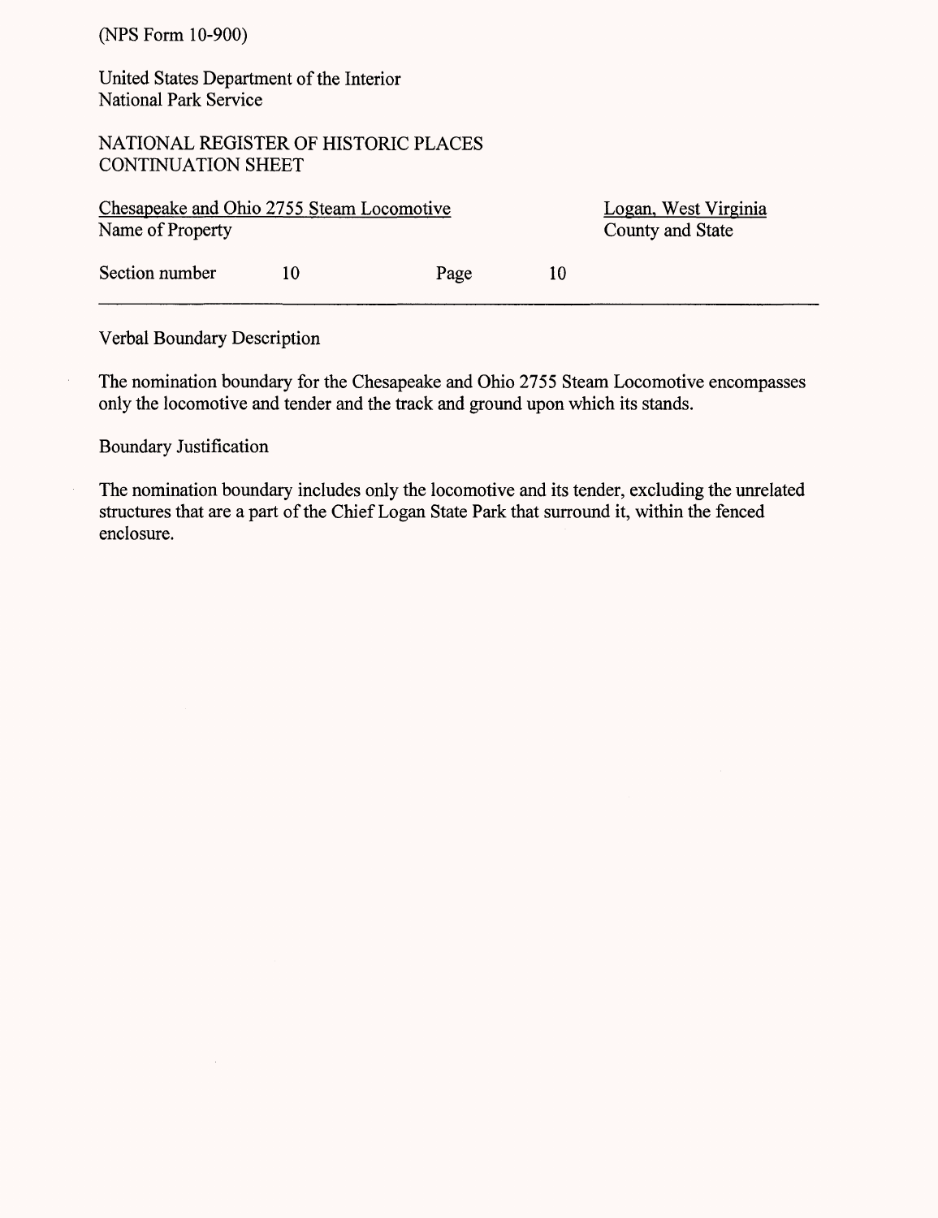(NPS Form 10-900)

United States Department of the Interior
National Park Service

NATIONAL REGISTER OF HISTORIC PLACES
CONTINUATION SHEET

Chesapeake and Ohio 2755 Steam Locomotive
Name of Property

Logan, West Virginia
County and State

Section number 10 Page 10

---

Verbal Boundary Description

The nomination boundary for the Chesapeake and Ohio 2755 Steam Locomotive encompasses only the locomotive and tender and the track and ground upon which its stands.

Boundary Justification

The nomination boundary includes only the locomotive and its tender, excluding the unrelated structures that are a part of the Chief Logan State Park that surround it, within the fenced enclosure.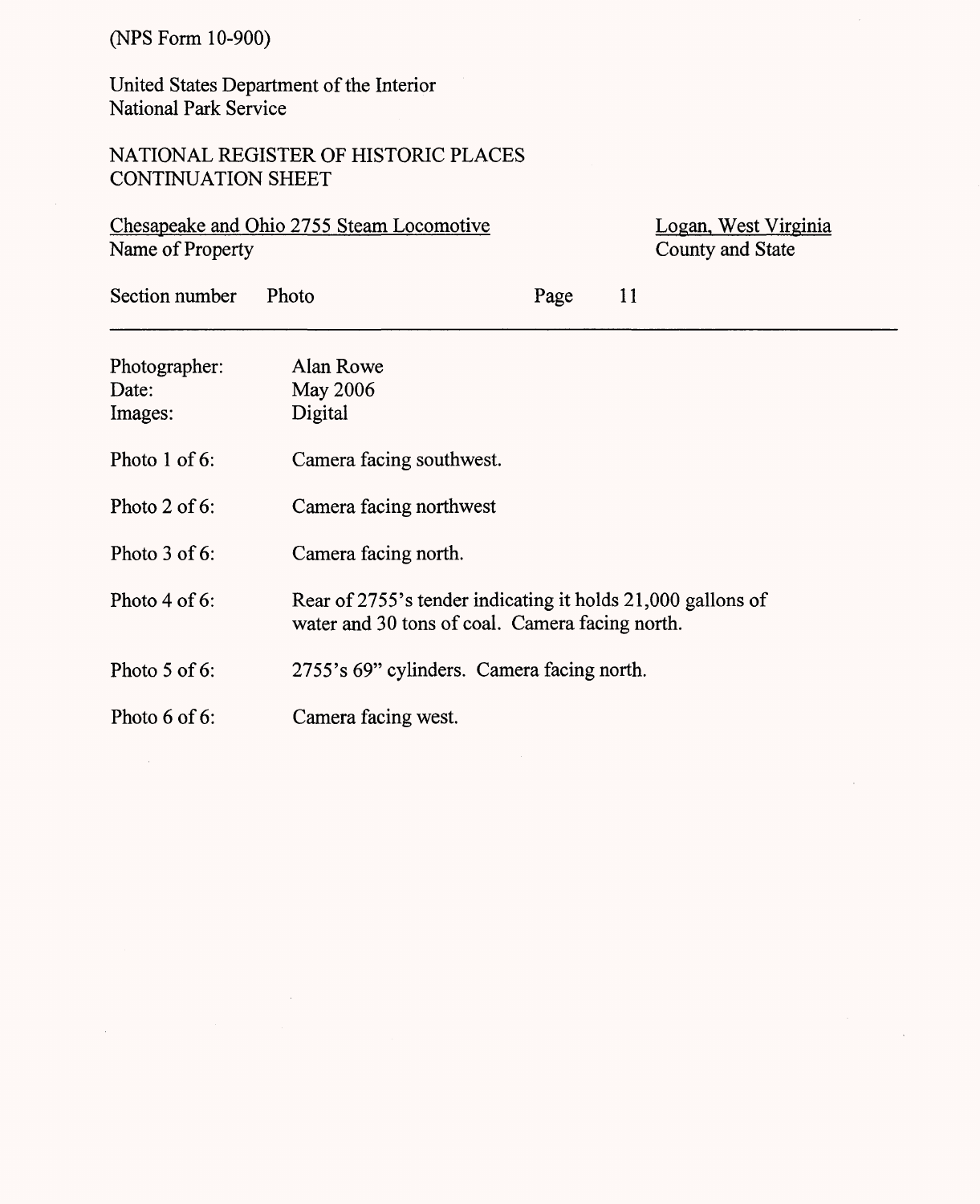(NPS Form 10-900)

United States Department of the Interior
National Park Service

NATIONAL REGISTER OF HISTORIC PLACES
CONTINUATION SHEET

Chesapeake and Ohio 2755 Steam Locomotive
Name of Property

Logan, West Virginia
County and State

Section number Photo Page 11

---

| | |
|---|---|
| Photographer: | Alan Rowe |
| Date: | May 2006 |
| Images: | Digital |

Photo 1 of 6: Camera facing southwest.

Photo 2 of 6: Camera facing northwest

Photo 3 of 6: Camera facing north.

Photo 4 of 6: Rear of 2755's tender indicating it holds 21,000 gallons of water and 30 tons of coal. Camera facing north.

Photo 5 of 6: 2755's 69" cylinders. Camera facing north.

Photo 6 of 6: Camera facing west.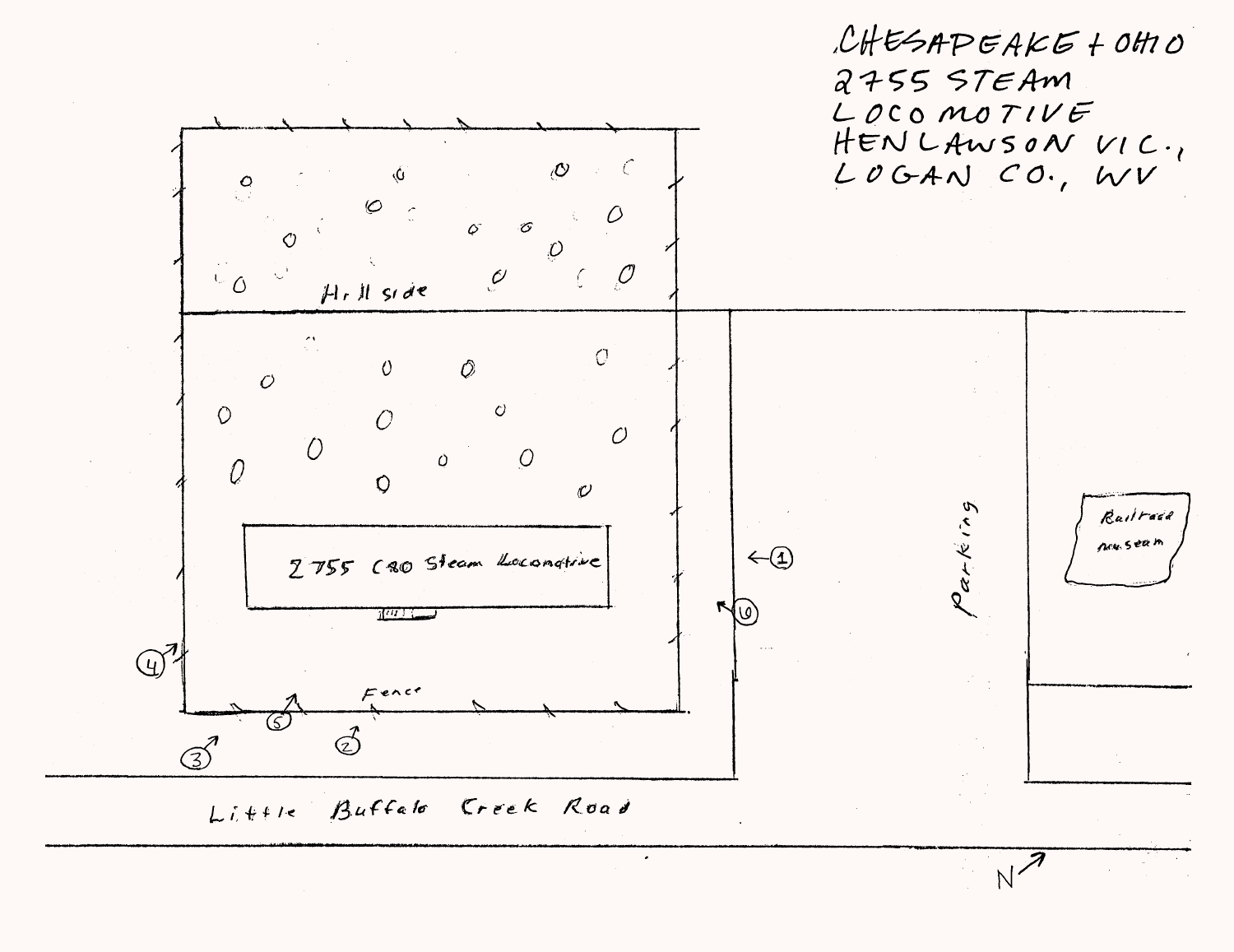CHESAPEAKE + OHIO
2755 STEAM
LOCOMOTIVE
HENLAWSON VIC.,
LOGAN CO., WV

Hillside

2755 C&O Steam Locomotive

Fence

Parking

Railroad museum

Little Buffalo Creek Road

1

2

3

4

5

6

N